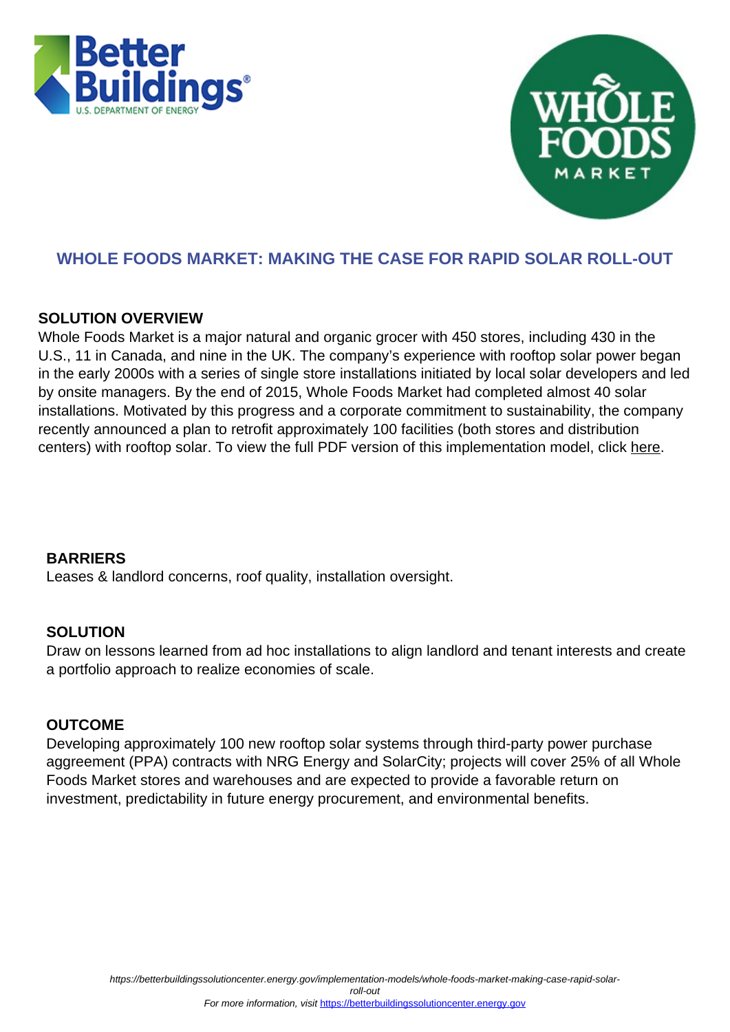# WHOLE FOODS MARKET: MAKING THE CASE FOR RAPID SOLAR ROLL-OUT

## SOLUTION OVERVIEW

Whole Foods Market is a major natural and organic grocer with 450 stores, including 430 in the U.S., 11 in Canada, and nine in the UK. The company's experience with rooftop solar power began in the early 2000s with a series of single store installations initiated by local solar developers and led by onsite managers. By the end of 2015, Whole Foods Market had completed almost 40 solar installations. Motivated by this progress and a corporate commitment to sustainability, the company recently announced a plan to retrofit approximately 100 facilities (both stores and distribution centers) with rooftop solar. To view the full PDF version of this implementation model, click here.

## BARRIERS

Leases & landlord concerns, roof quality, installation oversight.

## SOLUTION

Draw on lessons learned from ad hoc installations to align landlord and tenant interests and create a portfolio approach to realize economies of scale.

## OUTCOME

Developing approximately 100 new rooftop solar systems through third-party power purchase aggreement (PPA) contracts with NRG Energy and SolarCity; projects will cover 25% of all Whole Foods Market stores and warehouses and are expected to provide a favorable return on investment, predictability in future energy procurement, and environmental benefits.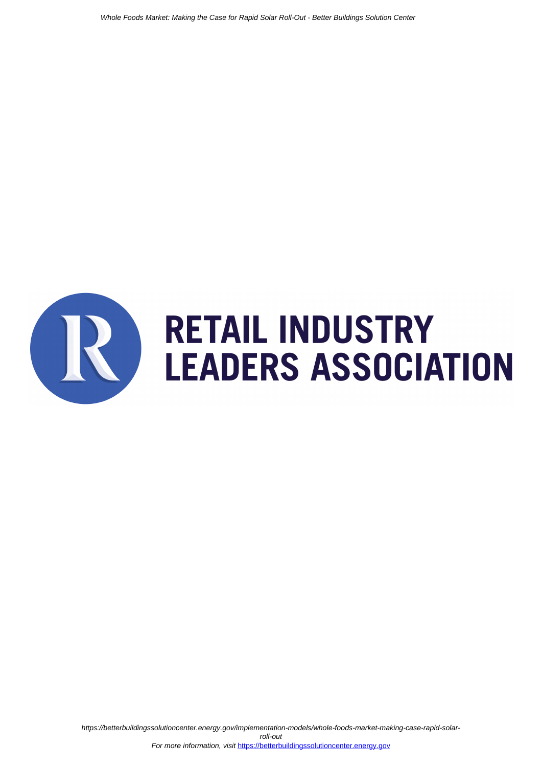RETAIL INDUSTRY LEADERS ASSOCIATION